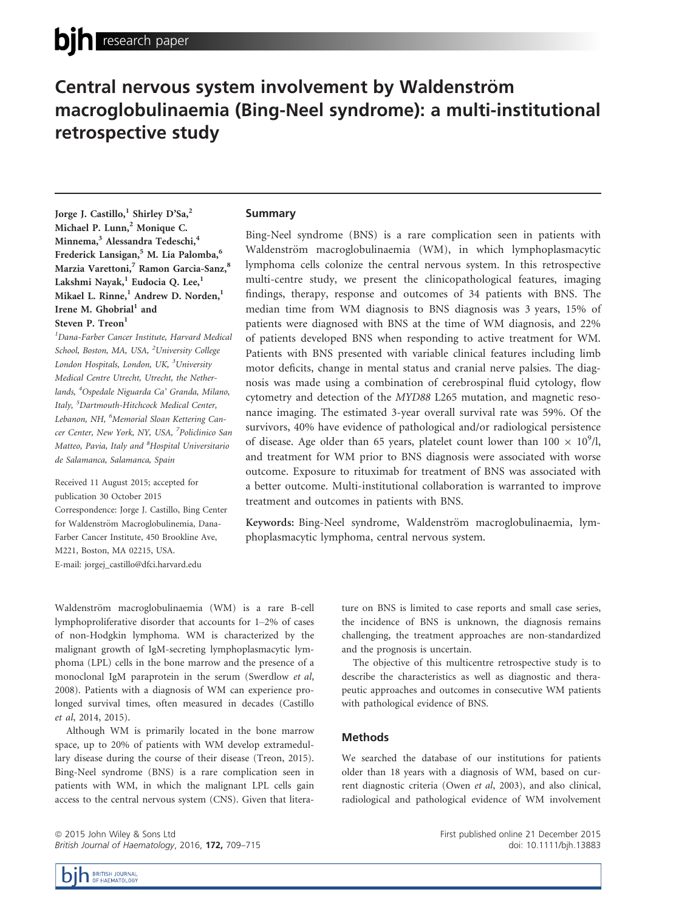research paper

# Central nervous system involvement by Waldenström macroglobulinaemia (Bing-Neel syndrome): a multi-institutional retrospective study

Jorge J. Castillo,[1] Shirley D'Sa,[2] Michael P. Lunn,[2] Monique C. Minnema,[3] Alessandra Tedeschi,[4] Frederick Lansigan,[5] M. Lia Palomba,[6] Marzia Varettoni,[7] Ramon Garcia-Sanz,[8] Lakshmi Nayak,[1] Eudocia Q. Lee,[1] Mikael L. Rinne,[1] Andrew D. Norden,[1] Irene M. Ghobrial[1] and Steven P. Treon[1]

[1]Dana-Farber Cancer Institute, Harvard Medical School, Boston, MA, USA, [2]University College London Hospitals, London, UK, [3]University Medical Centre Utrecht, Utrecht, the Netherlands, [4]Ospedale Niguarda Ca' Granda, Milano, Italy, [5]Dartmouth-Hitchcock Medical Center, Lebanon, NH, [6]Memorial Sloan Kettering Cancer Center, New York, NY, USA, [7]Policlinico San Matteo, Pavia, Italy and [8]Hospital Universitario de Salamanca, Salamanca, Spain

Received 11 August 2015; accepted for publication 30 October 2015

Correspondence: Jorge J. Castillo, Bing Center for Waldenström Macroglobulinemia, Dana-Farber Cancer Institute, 450 Brookline Ave, M221, Boston, MA 02215, USA.
E-mail: jorgej_castillo@dfci.harvard.edu

## Summary

Bing-Neel syndrome (BNS) is a rare complication seen in patients with Waldenström macroglobulinaemia (WM), in which lymphoplasmacytic lymphoma cells colonize the central nervous system. In this retrospective multi-centre study, we present the clinicopathological features, imaging findings, therapy, response and outcomes of 34 patients with BNS. The median time from WM diagnosis to BNS diagnosis was 3 years, 15% of patients were diagnosed with BNS at the time of WM diagnosis, and 22% of patients developed BNS when responding to active treatment for WM. Patients with BNS presented with variable clinical features including limb motor deficits, change in mental status and cranial nerve palsies. The diagnosis was made using a combination of cerebrospinal fluid cytology, flow cytometry and detection of the *MYD88* L265 mutation, and magnetic resonance imaging. The estimated 3-year overall survival rate was 59%. Of the survivors, 40% have evidence of pathological and/or radiological persistence of disease. Age older than 65 years, platelet count lower than $100 \times 10^9$/l, and treatment for WM prior to BNS diagnosis were associated with worse outcome. Exposure to rituximab for treatment of BNS was associated with a better outcome. Multi-institutional collaboration is warranted to improve treatment and outcomes in patients with BNS.

**Keywords:** Bing-Neel syndrome, Waldenström macroglobulinaemia, lymphoplasmacytic lymphoma, central nervous system.

Waldenström macroglobulinaemia (WM) is a rare B-cell lymphoproliferative disorder that accounts for 1–2% of cases of non-Hodgkin lymphoma. WM is characterized by the malignant growth of IgM-secreting lymphoplasmacytic lymphoma (LPL) cells in the bone marrow and the presence of a monoclonal IgM paraprotein in the serum (Swerdlow *et al*, 2008). Patients with a diagnosis of WM can experience prolonged survival times, often measured in decades (Castillo *et al*, 2014, 2015).

Although WM is primarily located in the bone marrow space, up to 20% of patients with WM develop extramedullary disease during the course of their disease (Treon, 2015). Bing-Neel syndrome (BNS) is a rare complication seen in patients with WM, in which the malignant LPL cells gain access to the central nervous system (CNS). Given that literature on BNS is limited to case reports and small case series, the incidence of BNS is unknown, the diagnosis remains challenging, the treatment approaches are non-standardized and the prognosis is uncertain.

The objective of this multicentre retrospective study is to describe the characteristics as well as diagnostic and therapeutic approaches and outcomes in consecutive WM patients with pathological evidence of BNS.

## Methods

We searched the database of our institutions for patients older than 18 years with a diagnosis of WM, based on current diagnostic criteria (Owen *et al*, 2003), and also clinical, radiological and pathological evidence of WM involvement

© 2015 John Wiley & Sons Ltd

First published online 21 December 2015
doi: 10.1111/bjh.13883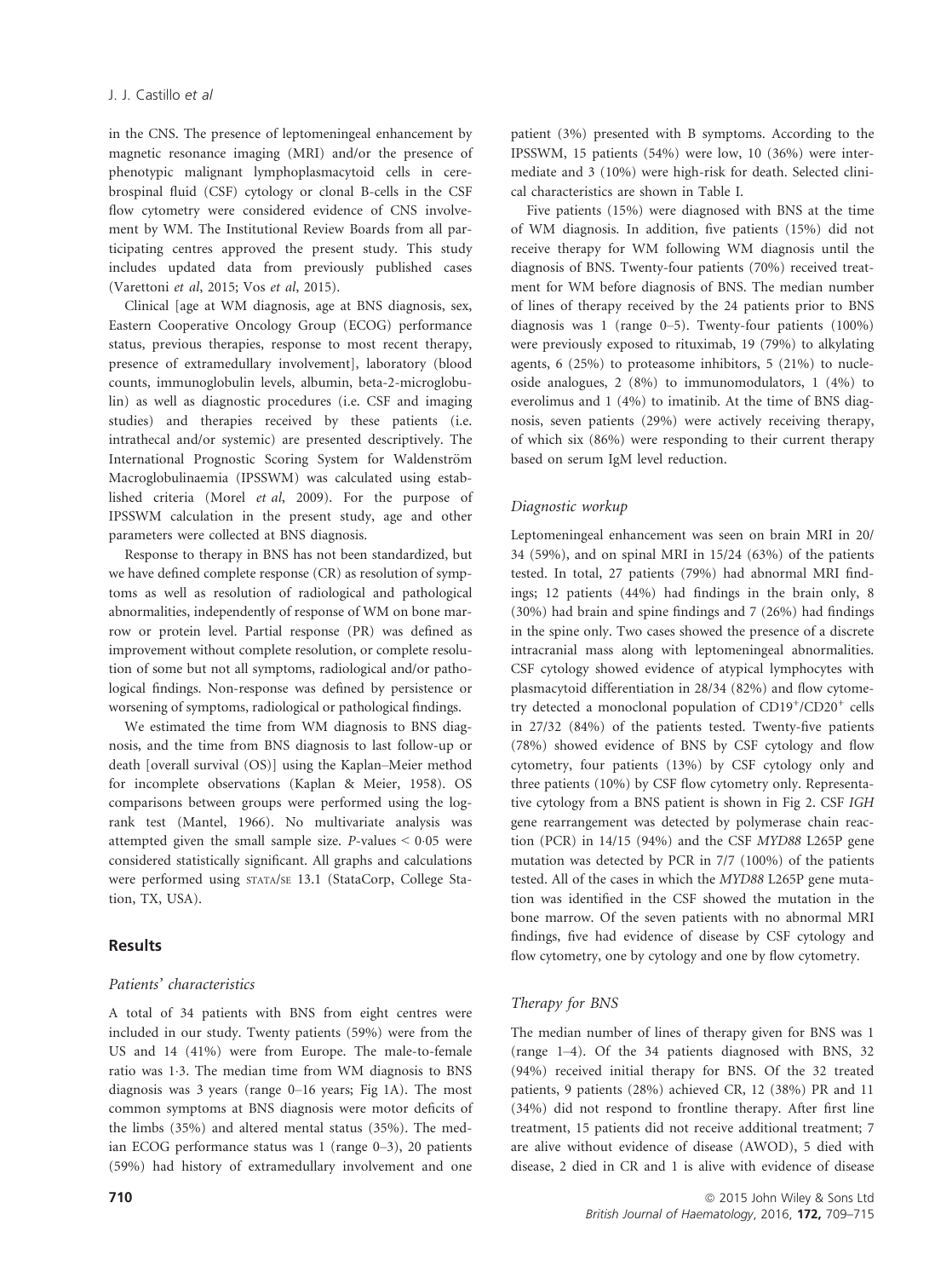in the CNS. The presence of leptomeningeal enhancement by magnetic resonance imaging (MRI) and/or the presence of phenotypic malignant lymphoplasmacytoid cells in cerebrospinal fluid (CSF) cytology or clonal B-cells in the CSF flow cytometry were considered evidence of CNS involvement by WM. The Institutional Review Boards from all participating centres approved the present study. This study includes updated data from previously published cases (Varettoni *et al*, 2015; Vos *et al*, 2015).

Clinical [age at WM diagnosis, age at BNS diagnosis, sex, Eastern Cooperative Oncology Group (ECOG) performance status, previous therapies, response to most recent therapy, presence of extramedullary involvement], laboratory (blood counts, immunoglobulin levels, albumin, beta-2-microglobulin) as well as diagnostic procedures (i.e. CSF and imaging studies) and therapies received by these patients (i.e. intrathecal and/or systemic) are presented descriptively. The International Prognostic Scoring System for Waldenström Macroglobulinaemia (IPSSWM) was calculated using established criteria (Morel *et al*, 2009). For the purpose of IPSSWM calculation in the present study, age and other parameters were collected at BNS diagnosis.

Response to therapy in BNS has not been standardized, but we have defined complete response (CR) as resolution of symptoms as well as resolution of radiological and pathological abnormalities, independently of response of WM on bone marrow or protein level. Partial response (PR) was defined as improvement without complete resolution, or complete resolution of some but not all symptoms, radiological and/or pathological findings. Non-response was defined by persistence or worsening of symptoms, radiological or pathological findings.

We estimated the time from WM diagnosis to BNS diagnosis, and the time from BNS diagnosis to last follow-up or death [overall survival (OS)] using the Kaplan–Meier method for incomplete observations (Kaplan & Meier, 1958). OS comparisons between groups were performed using the log-rank test (Mantel, 1966). No multivariate analysis was attempted given the small sample size. *P*-values < 0·05 were considered statistically significant. All graphs and calculations were performed using STATA/SE 13.1 (StataCorp, College Station, TX, USA).

## Results

### *Patients' characteristics*

A total of 34 patients with BNS from eight centres were included in our study. Twenty patients (59%) were from the US and 14 (41%) were from Europe. The male-to-female ratio was 1·3. The median time from WM diagnosis to BNS diagnosis was 3 years (range 0–16 years; Fig 1A). The most common symptoms at BNS diagnosis were motor deficits of the limbs (35%) and altered mental status (35%). The median ECOG performance status was 1 (range 0–3), 20 patients (59%) had history of extramedullary involvement and one patient (3%) presented with B symptoms. According to the IPSSWM, 15 patients (54%) were low, 10 (36%) were intermediate and 3 (10%) were high-risk for death. Selected clinical characteristics are shown in Table I.

Five patients (15%) were diagnosed with BNS at the time of WM diagnosis. In addition, five patients (15%) did not receive therapy for WM following WM diagnosis until the diagnosis of BNS. Twenty-four patients (70%) received treatment for WM before diagnosis of BNS. The median number of lines of therapy received by the 24 patients prior to BNS diagnosis was 1 (range 0–5). Twenty-four patients (100%) were previously exposed to rituximab, 19 (79%) to alkylating agents, 6 (25%) to proteasome inhibitors, 5 (21%) to nucleoside analogues, 2 (8%) to immunomodulators, 1 (4%) to everolimus and 1 (4%) to imatinib. At the time of BNS diagnosis, seven patients (29%) were actively receiving therapy, of which six (86%) were responding to their current therapy based on serum IgM level reduction.

### *Diagnostic workup*

Leptomeningeal enhancement was seen on brain MRI in 20/34 (59%), and on spinal MRI in 15/24 (63%) of the patients tested. In total, 27 patients (79%) had abnormal MRI findings; 12 patients (44%) had findings in the brain only, 8 (30%) had brain and spine findings and 7 (26%) had findings in the spine only. Two cases showed the presence of a discrete intracranial mass along with leptomeningeal abnormalities. CSF cytology showed evidence of atypical lymphocytes with plasmacytoid differentiation in 28/34 (82%) and flow cytometry detected a monoclonal population of $CD19^{+}/CD20^{+}$ cells in 27/32 (84%) of the patients tested. Twenty-five patients (78%) showed evidence of BNS by CSF cytology and flow cytometry, four patients (13%) by CSF cytology only and three patients (10%) by CSF flow cytometry only. Representative cytology from a BNS patient is shown in Fig 2. CSF *IGH* gene rearrangement was detected by polymerase chain reaction (PCR) in 14/15 (94%) and the CSF *MYD88* L265P gene mutation was detected by PCR in 7/7 (100%) of the patients tested. All of the cases in which the *MYD88* L265P gene mutation was identified in the CSF showed the mutation in the bone marrow. Of the seven patients with no abnormal MRI findings, five had evidence of disease by CSF cytology and flow cytometry, one by cytology and one by flow cytometry.

### *Therapy for BNS*

The median number of lines of therapy given for BNS was 1 (range 1–4). Of the 34 patients diagnosed with BNS, 32 (94%) received initial therapy for BNS. Of the 32 treated patients, 9 patients (28%) achieved CR, 12 (38%) PR and 11 (34%) did not respond to frontline therapy. After first line treatment, 15 patients did not receive additional treatment; 7 are alive without evidence of disease (AWOD), 5 died with disease, 2 died in CR and 1 is alive with evidence of disease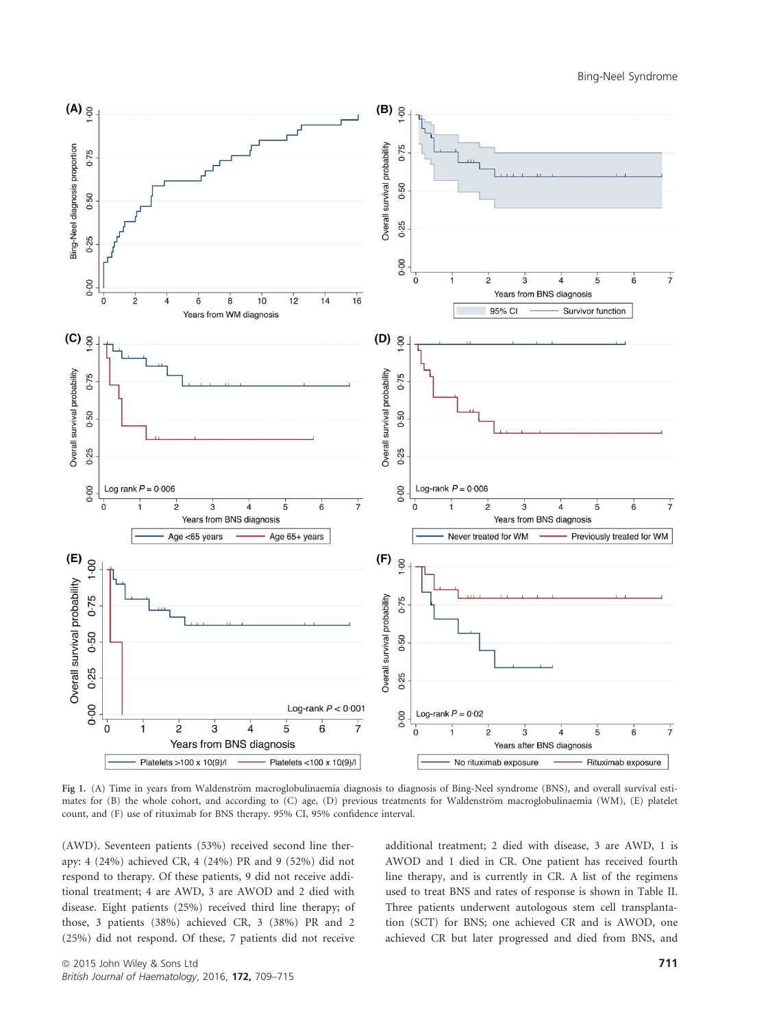Fig 1. (A) Time in years from Waldenström macroglobulinaemia diagnosis to diagnosis of Bing-Neel syndrome (BNS), and overall survival estimates for (B) the whole cohort, and according to (C) age, (D) previous treatments for Waldenström macroglobulinaemia (WM), (E) platelet count, and (F) use of rituximab for BNS therapy. 95% CI, 95% confidence interval.

(AWD). Seventeen patients (53%) received second line therapy: 4 (24%) achieved CR, 4 (24%) PR and 9 (52%) did not respond to therapy. Of these patients, 9 did not receive additional treatment; 4 are AWD, 3 are AWOD and 2 died with disease. Eight patients (25%) received third line therapy; of those, 3 patients (38%) achieved CR, 3 (38%) PR and 2 (25%) did not respond. Of these, 7 patients did not receive additional treatment; 2 died with disease, 3 are AWD, 1 is AWOD and 1 died in CR. One patient has received fourth line therapy, and is currently in CR. A list of the regimens used to treat BNS and rates of response is shown in Table II. Three patients underwent autologous stem cell transplantation (SCT) for BNS; one achieved CR and is AWOD, one achieved CR but later progressed and died from BNS, and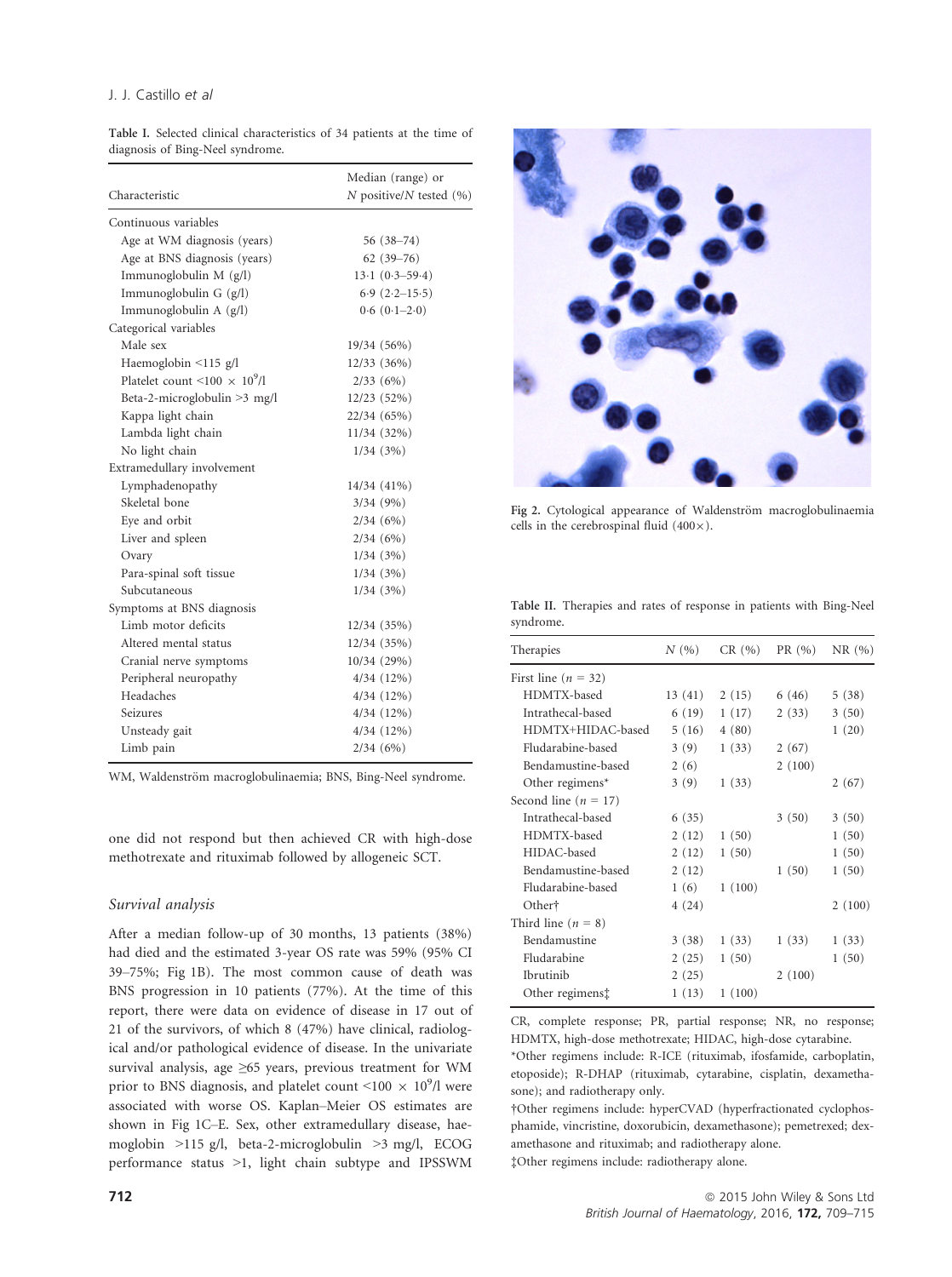**Table I.** Selected clinical characteristics of 34 patients at the time of diagnosis of Bing-Neel syndrome.

| Characteristic | Median (range) or N positive/N tested (%) |
|---|---|
| Continuous variables | |
| Age at WM diagnosis (years) | 56 (38–74) |
| Age at BNS diagnosis (years) | 62 (39–76) |
| Immunoglobulin M (g/l) | 13·1 (0·3–59·4) |
| Immunoglobulin G (g/l) | 6·9 (2·2–15·5) |
| Immunoglobulin A (g/l) | 0·6 (0·1–2·0) |
| Categorical variables | |
| Male sex | 19/34 (56%) |
| Haemoglobin <115 g/l | 12/33 (36%) |
| Platelet count $<100 \times 10^9$/l | 2/33 (6%) |
| Beta-2-microglobulin >3 mg/l | 12/23 (52%) |
| Kappa light chain | 22/34 (65%) |
| Lambda light chain | 11/34 (32%) |
| No light chain | 1/34 (3%) |
| Extramedullary involvement | |
| Lymphadenopathy | 14/34 (41%) |
| Skeletal bone | 3/34 (9%) |
| Eye and orbit | 2/34 (6%) |
| Liver and spleen | 2/34 (6%) |
| Ovary | 1/34 (3%) |
| Para-spinal soft tissue | 1/34 (3%) |
| Subcutaneous | 1/34 (3%) |
| Symptoms at BNS diagnosis | |
| Limb motor deficits | 12/34 (35%) |
| Altered mental status | 12/34 (35%) |
| Cranial nerve symptoms | 10/34 (29%) |
| Peripheral neuropathy | 4/34 (12%) |
| Headaches | 4/34 (12%) |
| Seizures | 4/34 (12%) |
| Unsteady gait | 4/34 (12%) |
| Limb pain | 2/34 (6%) |

WM, Waldenström macroglobulinaemia; BNS, Bing-Neel syndrome.

one did not respond but then achieved CR with high-dose methotrexate and rituximab followed by allogeneic SCT.

### Survival analysis

After a median follow-up of 30 months, 13 patients (38%) had died and the estimated 3-year OS rate was 59% (95% CI 39–75%; Fig 1B). The most common cause of death was BNS progression in 10 patients (77%). At the time of this report, there were data on evidence of disease in 17 out of 21 of the survivors, of which 8 (47%) have clinical, radiological and/or pathological evidence of disease. In the univariate survival analysis, age ≥65 years, previous treatment for WM prior to BNS diagnosis, and platelet count $<100 \times 10^9$/l were associated with worse OS. Kaplan–Meier OS estimates are shown in Fig 1C–E. Sex, other extramedullary disease, haemoglobin >115 g/l, beta-2-microglobulin >3 mg/l, ECOG performance status >1, light chain subtype and IPSSWM

Fig 2. Cytological appearance of Waldenström macroglobulinaemia cells in the cerebrospinal fluid (400×).

**Table II.** Therapies and rates of response in patients with Bing-Neel syndrome.

| Therapies | N (%) | CR (%) | PR (%) | NR (%) |
|---|---|---|---|---|
| First line (n = 32) | | | | |
| HDMTX-based | 13 (41) | 2 (15) | 6 (46) | 5 (38) |
| Intrathecal-based | 6 (19) | 1 (17) | 2 (33) | 3 (50) |
| HDMTX+HIDAC-based | 5 (16) | 4 (80) | | 1 (20) |
| Fludarabine-based | 3 (9) | 1 (33) | 2 (67) | |
| Bendamustine-based | 2 (6) | | 2 (100) | |
| Other regimens* | 3 (9) | 1 (33) | | 2 (67) |
| Second line (n = 17) | | | | |
| Intrathecal-based | 6 (35) | | 3 (50) | 3 (50) |
| HDMTX-based | 2 (12) | 1 (50) | | 1 (50) |
| HIDAC-based | 2 (12) | 1 (50) | | 1 (50) |
| Bendamustine-based | 2 (12) | | 1 (50) | 1 (50) |
| Fludarabine-based | 1 (6) | 1 (100) | | |
| Other† | 4 (24) | | | 2 (100) |
| Third line (n = 8) | | | | |
| Bendamustine | 3 (38) | 1 (33) | 1 (33) | 1 (33) |
| Fludarabine | 2 (25) | 1 (50) | | 1 (50) |
| Ibrutinib | 2 (25) | | 2 (100) | |
| Other regimens‡ | 1 (13) | 1 (100) | | |

CR, complete response; PR, partial response; NR, no response; HDMTX, high-dose methotrexate; HIDAC, high-dose cytarabine.

*Other regimens include: R-ICE (rituximab, ifosfamide, carboplatin, etoposide); R-DHAP (rituximab, cytarabine, cisplatin, dexamethasone); and radiotherapy only.

†Other regimens include: hyperCVAD (hyperfractionated cyclophosphamide, vincristine, doxorubicin, dexamethasone); pemetrexed; dexamethasone and rituximab; and radiotherapy alone.

‡Other regimens include: radiotherapy alone.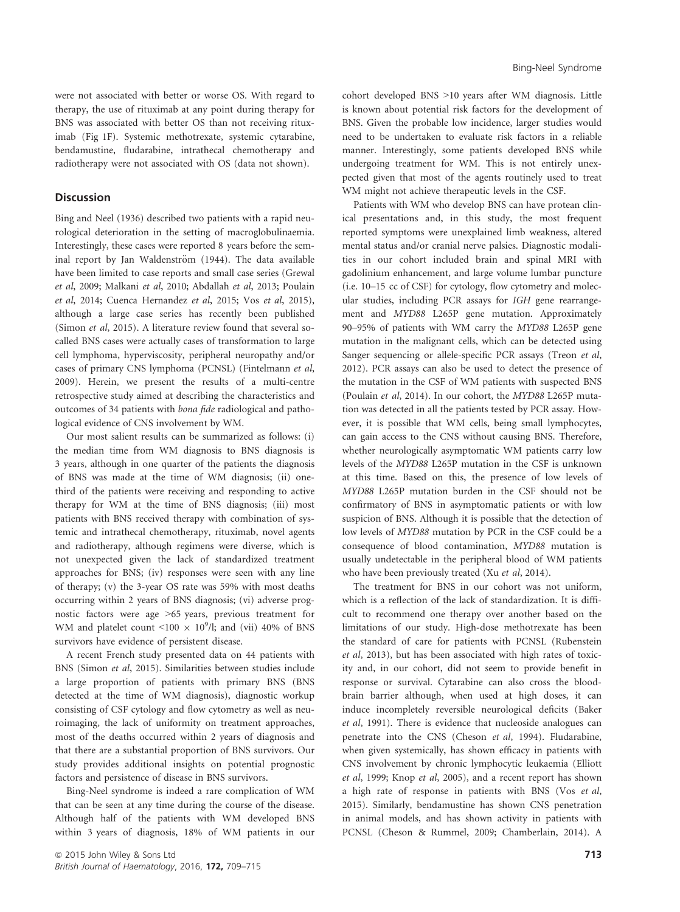were not associated with better or worse OS. With regard to therapy, the use of rituximab at any point during therapy for BNS was associated with better OS than not receiving rituximab (Fig 1F). Systemic methotrexate, systemic cytarabine, bendamustine, fludarabine, intrathecal chemotherapy and radiotherapy were not associated with OS (data not shown).

## Discussion

Bing and Neel (1936) described two patients with a rapid neurological deterioration in the setting of macroglobulinaemia. Interestingly, these cases were reported 8 years before the seminal report by Jan Waldenström (1944). The data available have been limited to case reports and small case series (Grewal *et al*, 2009; Malkani *et al*, 2010; Abdallah *et al*, 2013; Poulain *et al*, 2014; Cuenca Hernandez *et al*, 2015; Vos *et al*, 2015), although a large case series has recently been published (Simon *et al*, 2015). A literature review found that several so-called BNS cases were actually cases of transformation to large cell lymphoma, hyperviscosity, peripheral neuropathy and/or cases of primary CNS lymphoma (PCNSL) (Fintelmann *et al*, 2009). Herein, we present the results of a multi-centre retrospective study aimed at describing the characteristics and outcomes of 34 patients with *bona fide* radiological and pathological evidence of CNS involvement by WM.

Our most salient results can be summarized as follows: (i) the median time from WM diagnosis to BNS diagnosis is 3 years, although in one quarter of the patients the diagnosis of BNS was made at the time of WM diagnosis; (ii) one-third of the patients were receiving and responding to active therapy for WM at the time of BNS diagnosis; (iii) most patients with BNS received therapy with combination of systemic and intrathecal chemotherapy, rituximab, novel agents and radiotherapy, although regimens were diverse, which is not unexpected given the lack of standardized treatment approaches for BNS; (iv) responses were seen with any line of therapy; (v) the 3-year OS rate was 59% with most deaths occurring within 2 years of BNS diagnosis; (vi) adverse prognostic factors were age >65 years, previous treatment for WM and platelet count $<100 \times 10^9$/l; and (vii) 40% of BNS survivors have evidence of persistent disease.

A recent French study presented data on 44 patients with BNS (Simon *et al*, 2015). Similarities between studies include a large proportion of patients with primary BNS (BNS detected at the time of WM diagnosis), diagnostic workup consisting of CSF cytology and flow cytometry as well as neuroimaging, the lack of uniformity on treatment approaches, most of the deaths occurred within 2 years of diagnosis and that there are a substantial proportion of BNS survivors. Our study provides additional insights on potential prognostic factors and persistence of disease in BNS survivors.

Bing-Neel syndrome is indeed a rare complication of WM that can be seen at any time during the course of the disease. Although half of the patients with WM developed BNS within 3 years of diagnosis, 18% of WM patients in our cohort developed BNS >10 years after WM diagnosis. Little is known about potential risk factors for the development of BNS. Given the probable low incidence, larger studies would need to be undertaken to evaluate risk factors in a reliable manner. Interestingly, some patients developed BNS while undergoing treatment for WM. This is not entirely unexpected given that most of the agents routinely used to treat WM might not achieve therapeutic levels in the CSF.

Patients with WM who develop BNS can have protean clinical presentations and, in this study, the most frequent reported symptoms were unexplained limb weakness, altered mental status and/or cranial nerve palsies. Diagnostic modalities in our cohort included brain and spinal MRI with gadolinium enhancement, and large volume lumbar puncture (i.e. 10–15 cc of CSF) for cytology, flow cytometry and molecular studies, including PCR assays for *IGH* gene rearrangement and *MYD88* L265P gene mutation. Approximately 90–95% of patients with WM carry the *MYD88* L265P gene mutation in the malignant cells, which can be detected using Sanger sequencing or allele-specific PCR assays (Treon *et al*, 2012). PCR assays can also be used to detect the presence of the mutation in the CSF of WM patients with suspected BNS (Poulain *et al*, 2014). In our cohort, the *MYD88* L265P mutation was detected in all the patients tested by PCR assay. However, it is possible that WM cells, being small lymphocytes, can gain access to the CNS without causing BNS. Therefore, whether neurologically asymptomatic WM patients carry low levels of the *MYD88* L265P mutation in the CSF is unknown at this time. Based on this, the presence of low levels of *MYD88* L265P mutation burden in the CSF should not be confirmatory of BNS in asymptomatic patients or with low suspicion of BNS. Although it is possible that the detection of low levels of *MYD88* mutation by PCR in the CSF could be a consequence of blood contamination, *MYD88* mutation is usually undetectable in the peripheral blood of WM patients who have been previously treated (Xu *et al*, 2014).

The treatment for BNS in our cohort was not uniform, which is a reflection of the lack of standardization. It is difficult to recommend one therapy over another based on the limitations of our study. High-dose methotrexate has been the standard of care for patients with PCNSL (Rubenstein *et al*, 2013), but has been associated with high rates of toxicity and, in our cohort, did not seem to provide benefit in response or survival. Cytarabine can also cross the blood-brain barrier although, when used at high doses, it can induce incompletely reversible neurological deficits (Baker *et al*, 1991). There is evidence that nucleoside analogues can penetrate into the CNS (Cheson *et al*, 1994). Fludarabine, when given systemically, has shown efficacy in patients with CNS involvement by chronic lymphocytic leukaemia (Elliott *et al*, 1999; Knop *et al*, 2005), and a recent report has shown a high rate of response in patients with BNS (Vos *et al*, 2015). Similarly, bendamustine has shown CNS penetration in animal models, and has shown activity in patients with PCNSL (Cheson & Rummel, 2009; Chamberlain, 2014). A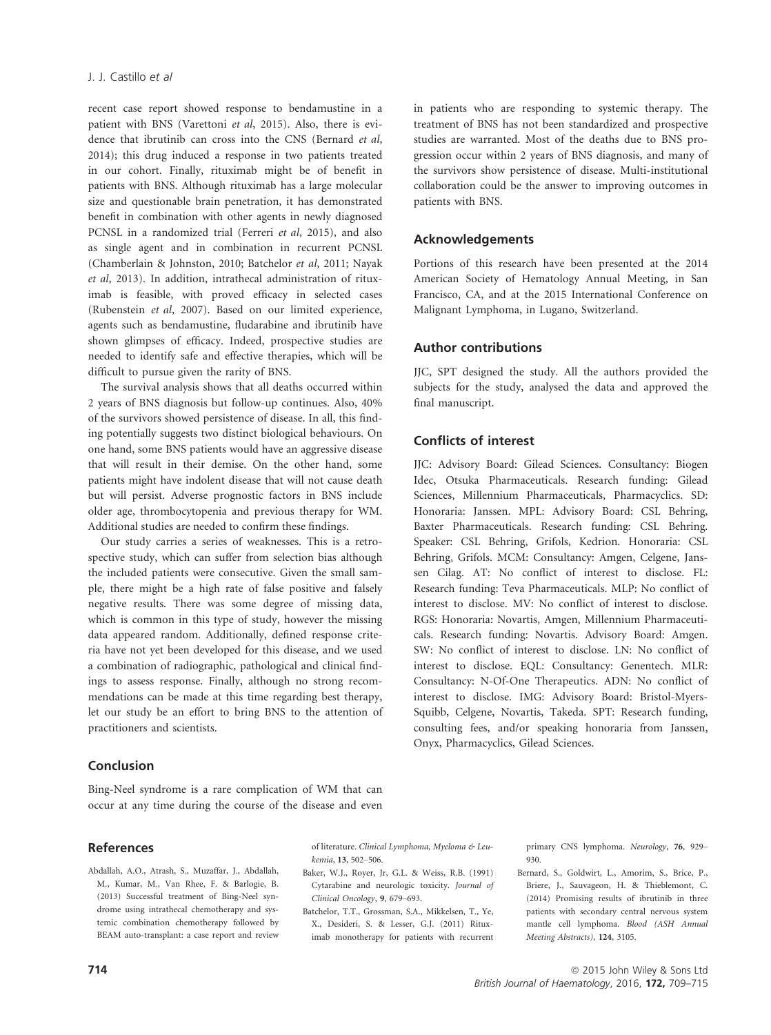recent case report showed response to bendamustine in a patient with BNS (Varettoni *et al*, 2015). Also, there is evidence that ibrutinib can cross into the CNS (Bernard *et al*, 2014); this drug induced a response in two patients treated in our cohort. Finally, rituximab might be of benefit in patients with BNS. Although rituximab has a large molecular size and questionable brain penetration, it has demonstrated benefit in combination with other agents in newly diagnosed PCNSL in a randomized trial (Ferreri *et al*, 2015), and also as single agent and in combination in recurrent PCNSL (Chamberlain & Johnston, 2010; Batchelor *et al*, 2011; Nayak *et al*, 2013). In addition, intrathecal administration of rituximab is feasible, with proved efficacy in selected cases (Rubenstein *et al*, 2007). Based on our limited experience, agents such as bendamustine, fludarabine and ibrutinib have shown glimpses of efficacy. Indeed, prospective studies are needed to identify safe and effective therapies, which will be difficult to pursue given the rarity of BNS.

The survival analysis shows that all deaths occurred within 2 years of BNS diagnosis but follow-up continues. Also, 40% of the survivors showed persistence of disease. In all, this finding potentially suggests two distinct biological behaviours. On one hand, some BNS patients would have an aggressive disease that will result in their demise. On the other hand, some patients might have indolent disease that will not cause death but will persist. Adverse prognostic factors in BNS include older age, thrombocytopenia and previous therapy for WM. Additional studies are needed to confirm these findings.

Our study carries a series of weaknesses. This is a retrospective study, which can suffer from selection bias although the included patients were consecutive. Given the small sample, there might be a high rate of false positive and falsely negative results. There was some degree of missing data, which is common in this type of study, however the missing data appeared random. Additionally, defined response criteria have not yet been developed for this disease, and we used a combination of radiographic, pathological and clinical findings to assess response. Finally, although no strong recommendations can be made at this time regarding best therapy, let our study be an effort to bring BNS to the attention of practitioners and scientists.

## Conclusion

Bing-Neel syndrome is a rare complication of WM that can occur at any time during the course of the disease and even in patients who are responding to systemic therapy. The treatment of BNS has not been standardized and prospective studies are warranted. Most of the deaths due to BNS progression occur within 2 years of BNS diagnosis, and many of the survivors show persistence of disease. Multi-institutional collaboration could be the answer to improving outcomes in patients with BNS.

## Acknowledgements

Portions of this research have been presented at the 2014 American Society of Hematology Annual Meeting, in San Francisco, CA, and at the 2015 International Conference on Malignant Lymphoma, in Lugano, Switzerland.

## Author contributions

JJC, SPT designed the study. All the authors provided the subjects for the study, analysed the data and approved the final manuscript.

## Conflicts of interest

JJC: Advisory Board: Gilead Sciences. Consultancy: Biogen Idec, Otsuka Pharmaceuticals. Research funding: Gilead Sciences, Millennium Pharmaceuticals, Pharmacyclics. SD: Honoraria: Janssen. MPL: Advisory Board: CSL Behring, Baxter Pharmaceuticals. Research funding: CSL Behring. Speaker: CSL Behring, Grifols, Kedrion. Honoraria: CSL Behring, Grifols. MCM: Consultancy: Amgen, Celgene, Janssen Cilag. AT: No conflict of interest to disclose. FL: Research funding: Teva Pharmaceuticals. MLP: No conflict of interest to disclose. MV: No conflict of interest to disclose. RGS: Honoraria: Novartis, Amgen, Millennium Pharmaceuticals. Research funding: Novartis. Advisory Board: Amgen. SW: No conflict of interest to disclose. LN: No conflict of interest to disclose. EQL: Consultancy: Genentech. MLR: Consultancy: N-Of-One Therapeutics. ADN: No conflict of interest to disclose. IMG: Advisory Board: Bristol-Myers-Squibb, Celgene, Novartis, Takeda. SPT: Research funding, consulting fees, and/or speaking honoraria from Janssen, Onyx, Pharmacyclics, Gilead Sciences.

## References

Abdallah, A.O., Atrash, S., Muzaffar, J., Abdallah, M., Kumar, M., Van Rhee, F. & Barlogie, B. (2013) Successful treatment of Bing-Neel syndrome using intrathecal chemotherapy and systemic combination chemotherapy followed by BEAM auto-transplant: a case report and review of literature. *Clinical Lymphoma, Myeloma & Leukemia*, **13**, 502–506.

Baker, W.J., Royer, Jr, G.L. & Weiss, R.B. (1991) Cytarabine and neurologic toxicity. *Journal of Clinical Oncology*, **9**, 679–693.

Batchelor, T.T., Grossman, S.A., Mikkelsen, T., Ye, X., Desideri, S. & Lesser, G.J. (2011) Rituximab monotherapy for patients with recurrent primary CNS lymphoma. *Neurology*, **76**, 929–930.

Bernard, S., Goldwirt, L., Amorim, S., Brice, P., Briere, J., Sauvageon, H. & Thieblemont, C. (2014) Promising results of ibrutinib in three patients with secondary central nervous system mantle cell lymphoma. *Blood (ASH Annual Meeting Abstracts)*, **124**, 3105.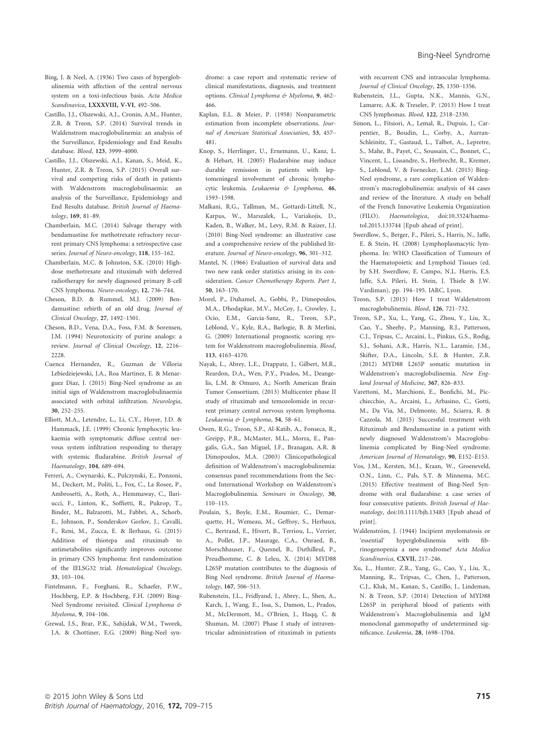Bing, J. & Neel, A. (1936) Two cases of hyperglobulinemia with affection of the central nervous system on a toxi-infectious basis. *Acta Medica Scandinavica*, **LXXXVIII, V-VI**, 492–506.

Castillo, J.J., Olszewski, A.J., Cronin, A.M., Hunter, Z.R. & Treon, S.P. (2014) Survival trends in Waldenstrom macroglobulinemia: an analysis of the Surveillance, Epidemiology and End Results database. *Blood*, **123**, 3999–4000.

Castillo, J.J., Olszewski, A.J., Kanan, S., Meid, K., Hunter, Z.R. & Treon, S.P. (2015) Overall survival and competing risks of death in patients with Waldenstrom macroglobulinaemia: an analysis of the Surveillance, Epidemiology and End Results database. *British Journal of Haematology*, **169**, 81–89.

Chamberlain, M.C. (2014) Salvage therapy with bendamustine for methotrexate refractory recurrent primary CNS lymphoma: a retrospective case series. *Journal of Neuro-oncology*, **118**, 155–162.

Chamberlain, M.C. & Johnston, S.K. (2010) High-dose methotrexate and rituximab with deferred radiotherapy for newly diagnosed primary B-cell CNS lymphoma. *Neuro-oncology*, **12**, 736–744.

Cheson, B.D. & Rummel, M.J. (2009) Bendamustine: rebirth of an old drug. *Journal of Clinical Oncology*, **27**, 1492–1501.

Cheson, B.D., Vena, D.A., Foss, F.M. & Sorensen, J.M. (1994) Neurotoxicity of purine analogs: a review. *Journal of Clinical Oncology*, **12**, 2216–2228.

Cuenca Hernandez, R., Guzman de Villoria Lebiedziejewski, J.A., Roa Martinez, E. & Menarguez Diaz, J. (2015) Bing-Neel syndrome as an initial sign of Waldenstrom macroglobulinaemia associated with orbital infiltration. *Neurologia*, **30**, 252–255.

Elliott, M.A., Letendre, L., Li, C.Y., Hoyer, J.D. & Hammack, J.E. (1999) Chronic lymphocytic leukaemia with symptomatic diffuse central nervous system infiltration responding to therapy with systemic fludarabine. *British Journal of Haematology*, **104**, 689–694.

Ferreri, A., Cwynarski, K., Pulczynski, E., Ponzoni, M., Deckert, M., Politi, L., Fox, C., La Rosee, P., Ambrosetti, A., Roth, A., Hemmaway, C., Ilariucci, F., Linton, K., Soffietti, R., Pukrop, T., Binder, M., Balzarotti, M., Fabbri, A., Schorb, E., Johnson, P., Sonderskov Gorlov, J., Cavalli, F., Reni, M., Zucca, E. & Ilerhaus, G. (2015) Addition of thiotepa and rituximab to antimetabolites significantly improves outcome in primary CNS lymphoma: first randomization of the IELSG32 trial. *Hematological Oncology*, **33**, 103–104.

Fintelmann, F., Forghani, R., Schaefer, P.W., Hochberg, E.P. & Hochberg, F.H. (2009) Bing-Neel Syndrome revisited. *Clinical Lymphoma & Myeloma*, **9**, 104–106.

Grewal, J.S., Brar, P.K., Sahijdak, W.M., Tworek, J.A. & Chottiner, E.G. (2009) Bing-Neel syndrome: a case report and systematic review of clinical manifestations, diagnosis, and treatment options. *Clinical Lymphoma & Myeloma*, **9**, 462–466.

Kaplan, E.L. & Meier, P. (1958) Nonparametric estimation from incomplete observations. *Journal of American Statistical Association*, **53**, 457–481.

Knop, S., Herrlinger, U., Ernemann, U., Kanz, L. & Hebart, H. (2005) Fludarabine may induce durable remission in patients with leptomeningeal involvement of chronic lymphocytic leukemia. *Leukaemia & Lymphoma*, **46**, 1593–1598.

Malkani, R.G., Tallman, M., Gottardi-Littell, N., Karpus, W., Marszalek, L., Variakojis, D., Kaden, B., Walker, M., Levy, R.M. & Raizer, J.J. (2010) Bing-Neel syndrome: an illustrative case and a comprehensive review of the published literature. *Journal of Neuro-oncology*, **96**, 301–312.

Mantel, N. (1966) Evaluation of survival data and two new rank order statistics arising in its consideration. *Cancer Chemotherapy Reports. Part 1*, **50**, 163–170.

Morel, P., Duhamel, A., Gobbi, P., Dimopoulos, M.A., Dhodapkar, M.V., McCoy, J., Crowley, J., Ocio, E.M., Garcia-Sanz, R., Treon, S.P., Leblond, V., Kyle, R.A., Barlogie, B. & Merlini, G. (2009) International prognostic scoring system for Waldenstrom macroglobulinemia. *Blood*, **113**, 4163–4170.

Nayak, L., Abrey, L.E., Drappatz, J., Gilbert, M.R., Reardon, D.A., Wen, P.Y., Prados, M., Deangelis, L.M. & Omuro, A.; North American Brain Tumor Consortium. (2013) Multicenter phase II study of rituximab and temozolomide in recurrent primary central nervous system lymphoma. *Leukaemia & Lymphoma*, **54**, 58–61.

Owen, R.G., Treon, S.P., Al-Katib, A., Fonseca, R., Greipp, P.R., McMaster, M.L., Morra, E., Pangalis, G.A., San Miguel, J.F., Branagan, A.R. & Dimopoulos, M.A. (2003) Clinicopathological definition of Waldenstrom's macroglobulinemia: consensus panel recommendations from the Second International Workshop on Waldenstrom's Macroglobulinemia. *Seminars in Oncology*, **30**, 110–115.

Poulain, S., Boyle, E.M., Roumier, C., Demarquette, H., Wemeau, M., Geffroy, S., Herbaux, C., Bertrand, E., Hivert, B., Terriou, L., Verrier, A., Pollet, J.P., Maurage, C.A., Onraed, B., Morschhauser, F., Quesnel, B., Duthilleul, P., Preudhomme, C. & Leleu, X. (2014) MYD88 L265P mutation contributes to the diagnosis of Bing Neel syndrome. *British Journal of Haematology*, **167**, 506–513.

Rubenstein, J.L., Fridlyand, J., Abrey, L., Shen, A., Karch, J., Wang, E., Issa, S., Damon, L., Prados, M., McDermott, M., O'Brien, J., Haqq, C. & Shuman, M. (2007) Phase I study of intraventricular administration of rituximab in patients with recurrent CNS and intraocular lymphoma. *Journal of Clinical Oncology*, **25**, 1350–1356.

Rubenstein, J.L., Gupta, N.K., Mannis, G.N., Lamarre, A.K. & Treseler, P. (2013) How I treat CNS lymphomas. *Blood*, **122**, 2318–2330.

Simon, L., Fitsiori, A., Lemal, R., Dupuis, J., Carpentier, B., Boudin, L., Corby, A., Aurran-Schleinitz, T., Gastaud, L., Talbot, A., Lepretre, S., Mahe, B., Payet, C., Soussain, C., Bonnet, C., Vincent, L., Lissandre, S., Herbrecht, R., Kremer, S., Leblond, V. & Fornecker, L.M. (2015) Bing-Neel syndrome, a rare complication of Waldenstrom's macroglobulinemia: analysis of 44 cases and review of the literature. A study on behalf of the French Innovative Leukemia Organization (FILO). *Haematologica*, doi:10.3324/haematol.2015.133744 [Epub ahead of print].

Swerdlow, S., Berger, F., Pileri, S., Harris, N., Jaffe, E. & Stein, H. (2008) Lymphoplasmacytic lymphoma. In: WHO Classification of Tumours of the Haematopoietic and Lymphoid Tissues (ed. by S.H. Swerdlow, E. Campo, N.L. Harris, E.S. Jaffe, S.A. Pileri, H. Stein, J. Thiele & J.W. Vardiman), pp. 194–195. IARC, Lyon.

Treon, S.P. (2015) How I treat Waldenstrom macroglobulinemia. *Blood*, **126**, 721–732.

Treon, S.P., Xu, L., Yang, G., Zhou, Y., Liu, X., Cao, Y., Sheehy, P., Manning, R.J., Patterson, C.J., Tripsas, C., Arcaini, L., Pinkus, G.S., Rodig, S.J., Sohani, A.R., Harris, N.L., Laramie, J.M., Skifter, D.A., Lincoln, S.E. & Hunter, Z.R. (2012) MYD88 L265P somatic mutation in Waldenstrom's macroglobulinemia. *New England Journal of Medicine*, **367**, 826–833.

Varettoni, M., Marchioni, E., Bonfichi, M., Picchiecchio, A., Arcaini, L., Arbasino, C., Gotti, M., Da Via, M., Delmonte, M., Sciarra, R. & Cazzola, M. (2015) Successful treatment with Rituximab and Bendamustine in a patient with newly diagnosed Waldenstrom's Macroglobulinemia complicated by Bing-Neel syndrome. *American Journal of Hematology*, **90**, E152–E153.

Vos, J.M., Kersten, M.J., Kraan, W., Groeneveld, O.N., Linn, C., Pals, S.T. & Minnema, M.C. (2015) Effective treatment of Bing-Neel Syndrome with oral fludarabine: a case series of four consecutive patients. *British Journal of Haematology*, doi:10.1111/bjh.13483 [Epub ahead of print].

Waldenström, J. (1944) Incipient myelomatosis or 'essential' hyperglobulinemia with fibrinogenopenia a new syndrome? *Acta Medica Scandinavica*, **CXVII**, 217–246.

Xu, L., Hunter, Z.R., Yang, G., Cao, Y., Liu, X., Manning, R., Tripsas, C., Chen, J., Patterson, C.J., Kluk, M., Kanan, S., Castillo, J., Lindeman, N. & Treon, S.P. (2014) Detection of MYD88 L265P in peripheral blood of patients with Waldenstrom's Macroglobulinemia and IgM monoclonal gammopathy of undetermined significance. *Leukemia*, **28**, 1698–1704.